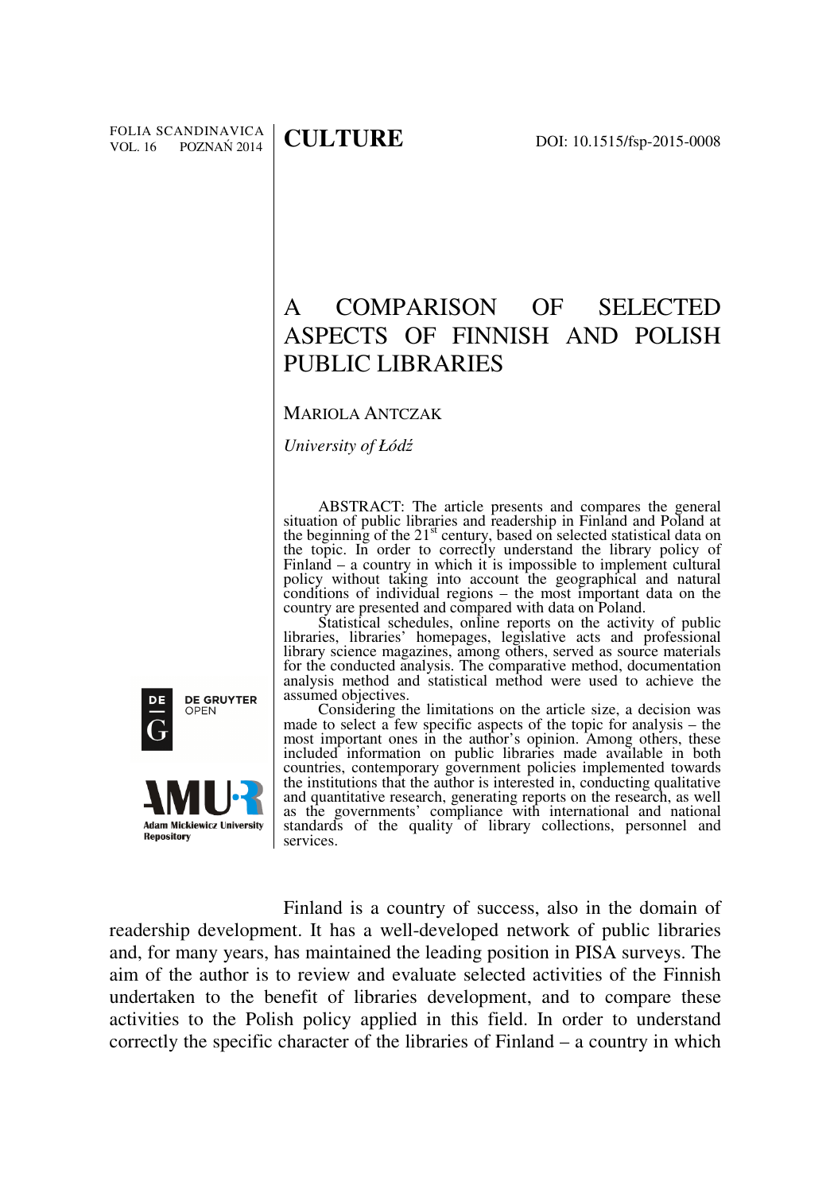FOLIA SCANDINAVICA VOL. 16 POZNAŃ 2014

**CULTURE**

DOI: 10.1515/fsp-2015-0008

# A COMPARISON OF SELECTED ASPECTS OF FINNISH AND POLISH PUBLIC LIBRARIES

MARIOLA ANTCZAK

*University of Łódź*

ABSTRACT: The article presents and compares the general situation of public libraries and readership in Finland and Poland at the beginning of the 21st century, based on selected statistical data on the topic. In order to correctly understand the library policy of Finland – a country in which it is impossible to implement cultural policy without taking into account the geographical and natural conditions of individual regions – the most important data on the country are presented and compared with data on Poland.

Statistical schedules, online reports on the activity of public libraries, libraries' homepages, legislative acts and professional library science magazines, among others, served as source materials for the conducted analysis. The comparative method, documentation analysis method and statistical method were used to achieve the assumed objectives.

Considering the limitations on the article size, a decision was made to select a few specific aspects of the topic for analysis – the most important ones in the author's opinion. Among others, these included information on public libraries made available in both countries, contemporary government policies implemented towards the institutions that the author is interested in, conducting qualitative and quantitative research, generating reports on the research, as well as the governments' compliance with international and national standards of the quality of library collections, personnel and services.

Finland is a country of success, also in the domain of readership development. It has a well-developed network of public libraries and, for many years, has maintained the leading position in PISA surveys. The aim of the author is to review and evaluate selected activities of the Finnish undertaken to the benefit of libraries development, and to compare these activities to the Polish policy applied in this field. In order to understand correctly the specific character of the libraries of Finland – a country in which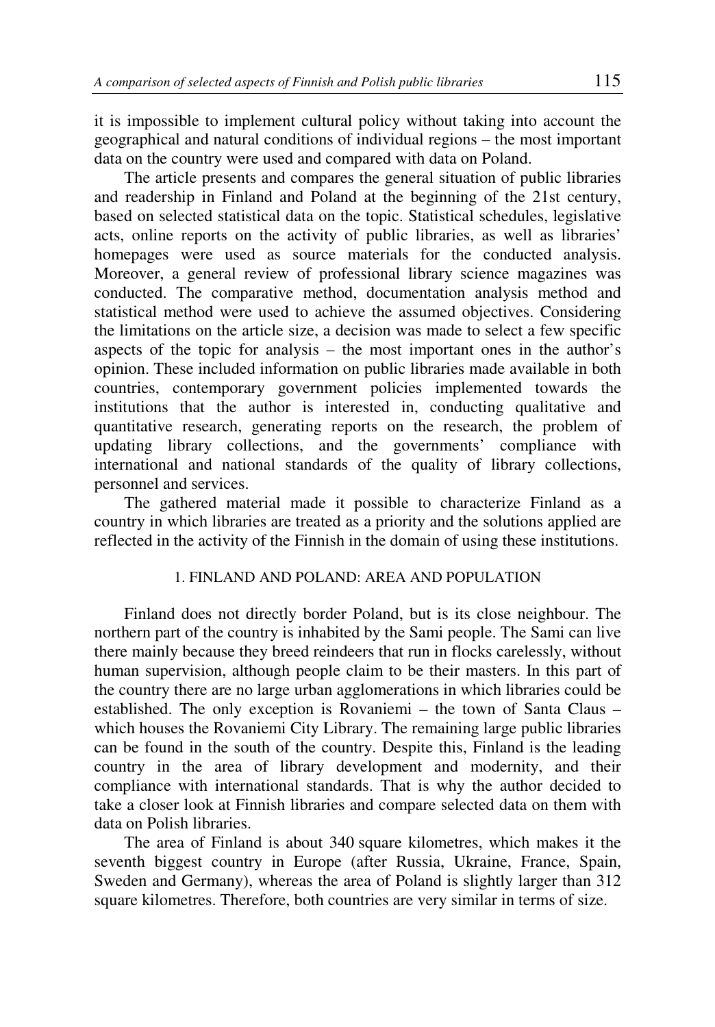it is impossible to implement cultural policy without taking into account the geographical and natural conditions of individual regions – the most important data on the country were used and compared with data on Poland.

The article presents and compares the general situation of public libraries and readership in Finland and Poland at the beginning of the 21st century, based on selected statistical data on the topic. Statistical schedules, legislative acts, online reports on the activity of public libraries, as well as libraries' homepages were used as source materials for the conducted analysis. Moreover, a general review of professional library science magazines was conducted. The comparative method, documentation analysis method and statistical method were used to achieve the assumed objectives. Considering the limitations on the article size, a decision was made to select a few specific aspects of the topic for analysis – the most important ones in the author's opinion. These included information on public libraries made available in both countries, contemporary government policies implemented towards the institutions that the author is interested in, conducting qualitative and quantitative research, generating reports on the research, the problem of updating library collections, and the governments' compliance with international and national standards of the quality of library collections, personnel and services.

The gathered material made it possible to characterize Finland as a country in which libraries are treated as a priority and the solutions applied are reflected in the activity of the Finnish in the domain of using these institutions.

## 1. FINLAND AND POLAND: AREA AND POPULATION

Finland does not directly border Poland, but is its close neighbour. The northern part of the country is inhabited by the Sami people. The Sami can live there mainly because they breed reindeers that run in flocks carelessly, without human supervision, although people claim to be their masters. In this part of the country there are no large urban agglomerations in which libraries could be established. The only exception is Rovaniemi – the town of Santa Claus – which houses the Rovaniemi City Library. The remaining large public libraries can be found in the south of the country. Despite this, Finland is the leading country in the area of library development and modernity, and their compliance with international standards. That is why the author decided to take a closer look at Finnish libraries and compare selected data on them with data on Polish libraries.

The area of Finland is about 340 square kilometres, which makes it the seventh biggest country in Europe (after Russia, Ukraine, France, Spain, Sweden and Germany), whereas the area of Poland is slightly larger than 312 square kilometres. Therefore, both countries are very similar in terms of size.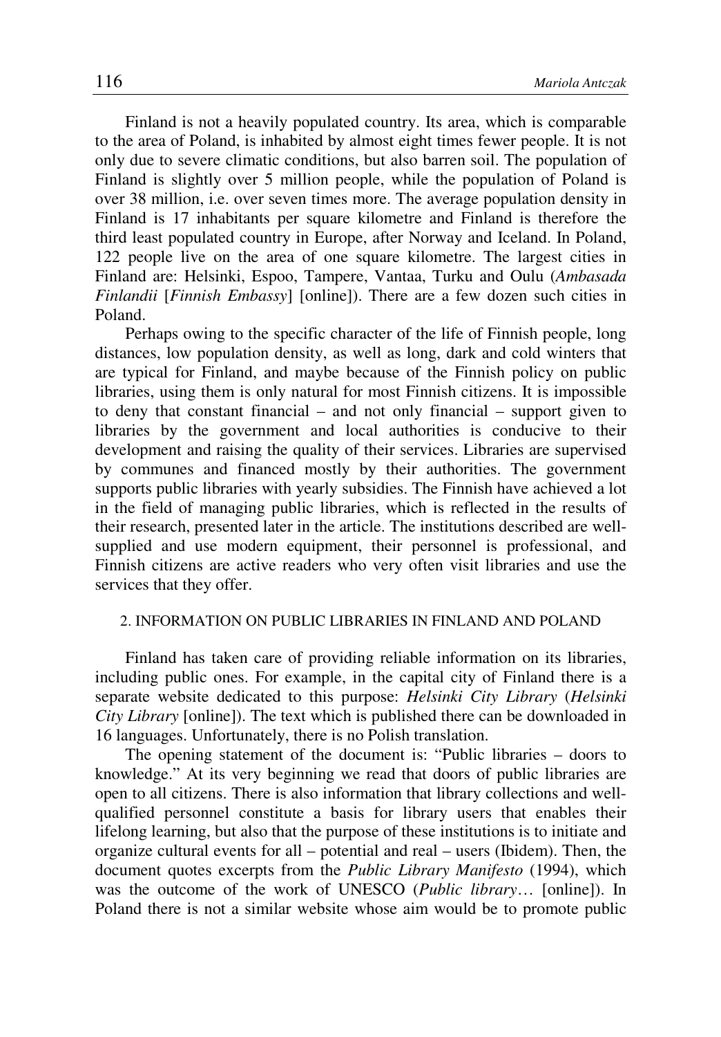Finland is not a heavily populated country. Its area, which is comparable to the area of Poland, is inhabited by almost eight times fewer people. It is not only due to severe climatic conditions, but also barren soil. The population of Finland is slightly over 5 million people, while the population of Poland is over 38 million, i.e. over seven times more. The average population density in Finland is 17 inhabitants per square kilometre and Finland is therefore the third least populated country in Europe, after Norway and Iceland. In Poland, 122 people live on the area of one square kilometre. The largest cities in Finland are: Helsinki, Espoo, Tampere, Vantaa, Turku and Oulu (*Ambasada Finlandii* [*Finnish Embassy*] [online]). There are a few dozen such cities in Poland.

Perhaps owing to the specific character of the life of Finnish people, long distances, low population density, as well as long, dark and cold winters that are typical for Finland, and maybe because of the Finnish policy on public libraries, using them is only natural for most Finnish citizens. It is impossible to deny that constant financial – and not only financial – support given to libraries by the government and local authorities is conducive to their development and raising the quality of their services. Libraries are supervised by communes and financed mostly by their authorities. The government supports public libraries with yearly subsidies. The Finnish have achieved a lot in the field of managing public libraries, which is reflected in the results of their research, presented later in the article. The institutions described are well-supplied and use modern equipment, their personnel is professional, and Finnish citizens are active readers who very often visit libraries and use the services that they offer.

## 2. INFORMATION ON PUBLIC LIBRARIES IN FINLAND AND POLAND

Finland has taken care of providing reliable information on its libraries, including public ones. For example, in the capital city of Finland there is a separate website dedicated to this purpose: *Helsinki City Library* (*Helsinki City Library* [online]). The text which is published there can be downloaded in 16 languages. Unfortunately, there is no Polish translation.

The opening statement of the document is: "Public libraries – doors to knowledge." At its very beginning we read that doors of public libraries are open to all citizens. There is also information that library collections and well-qualified personnel constitute a basis for library users that enables their lifelong learning, but also that the purpose of these institutions is to initiate and organize cultural events for all – potential and real – users (Ibidem). Then, the document quotes excerpts from the *Public Library Manifesto* (1994), which was the outcome of the work of UNESCO (*Public library*… [online]). In Poland there is not a similar website whose aim would be to promote public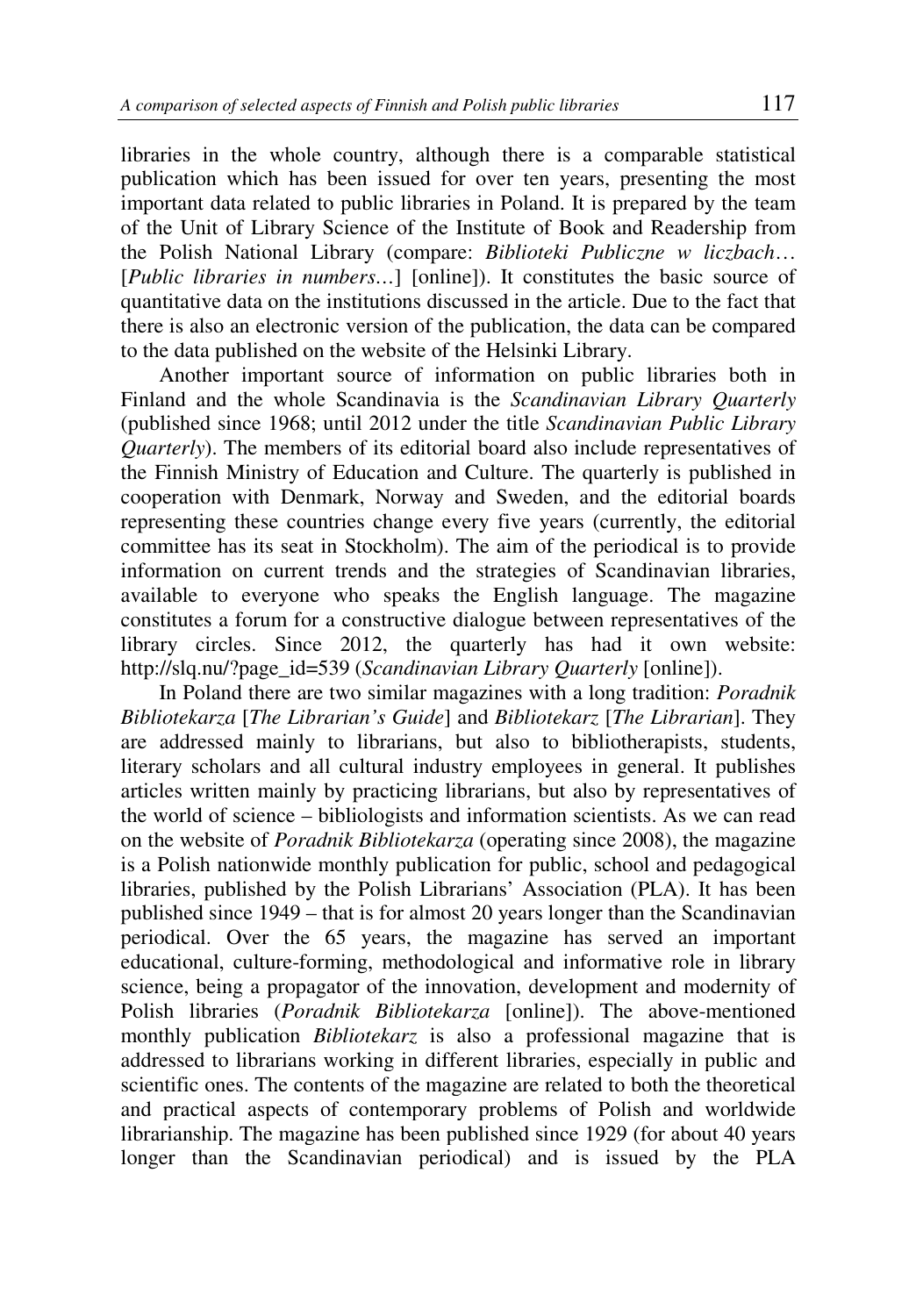libraries in the whole country, although there is a comparable statistical publication which has been issued for over ten years, presenting the most important data related to public libraries in Poland. It is prepared by the team of the Unit of Library Science of the Institute of Book and Readership from the Polish National Library (compare: *Biblioteki Publiczne w liczbach…* [*Public libraries in numbers…*] [online]). It constitutes the basic source of quantitative data on the institutions discussed in the article. Due to the fact that there is also an electronic version of the publication, the data can be compared to the data published on the website of the Helsinki Library.

Another important source of information on public libraries both in Finland and the whole Scandinavia is the *Scandinavian Library Quarterly* (published since 1968; until 2012 under the title *Scandinavian Public Library Quarterly*). The members of its editorial board also include representatives of the Finnish Ministry of Education and Culture. The quarterly is published in cooperation with Denmark, Norway and Sweden, and the editorial boards representing these countries change every five years (currently, the editorial committee has its seat in Stockholm). The aim of the periodical is to provide information on current trends and the strategies of Scandinavian libraries, available to everyone who speaks the English language. The magazine constitutes a forum for a constructive dialogue between representatives of the library circles. Since 2012, the quarterly has had it own website: http://slq.nu/?page_id=539 (*Scandinavian Library Quarterly* [online]).

In Poland there are two similar magazines with a long tradition: *Poradnik Bibliotekarza* [*The Librarian's Guide*] and *Bibliotekarz* [*The Librarian*]. They are addressed mainly to librarians, but also to bibliotherapists, students, literary scholars and all cultural industry employees in general. It publishes articles written mainly by practicing librarians, but also by representatives of the world of science – bibliologists and information scientists. As we can read on the website of *Poradnik Bibliotekarza* (operating since 2008), the magazine is a Polish nationwide monthly publication for public, school and pedagogical libraries, published by the Polish Librarians' Association (PLA). It has been published since 1949 – that is for almost 20 years longer than the Scandinavian periodical. Over the 65 years, the magazine has served an important educational, culture-forming, methodological and informative role in library science, being a propagator of the innovation, development and modernity of Polish libraries (*Poradnik Bibliotekarza* [online]). The above-mentioned monthly publication *Bibliotekarz* is also a professional magazine that is addressed to librarians working in different libraries, especially in public and scientific ones. The contents of the magazine are related to both the theoretical and practical aspects of contemporary problems of Polish and worldwide librarianship. The magazine has been published since 1929 (for about 40 years longer than the Scandinavian periodical) and is issued by the PLA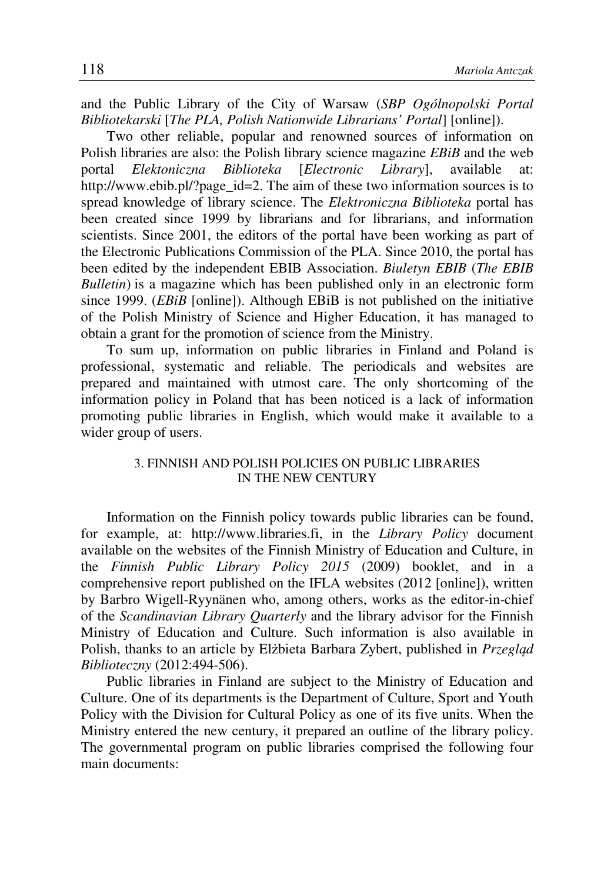and the Public Library of the City of Warsaw (*SBP Ogólnopolski Portal Bibliotekarski* [*The PLA, Polish Nationwide Librarians' Portal*] [online]).

Two other reliable, popular and renowned sources of information on Polish libraries are also: the Polish library science magazine *EBiB* and the web portal *Elektoniczna Biblioteka* [*Electronic Library*], available at: http://www.ebib.pl/?page_id=2. The aim of these two information sources is to spread knowledge of library science. The *Elektroniczna Biblioteka* portal has been created since 1999 by librarians and for librarians, and information scientists. Since 2001, the editors of the portal have been working as part of the Electronic Publications Commission of the PLA. Since 2010, the portal has been edited by the independent EBIB Association. *Biuletyn EBIB* (*The EBIB Bulletin*) is a magazine which has been published only in an electronic form since 1999. (*EBiB* [online]). Although EBiB is not published on the initiative of the Polish Ministry of Science and Higher Education, it has managed to obtain a grant for the promotion of science from the Ministry.

To sum up, information on public libraries in Finland and Poland is professional, systematic and reliable. The periodicals and websites are prepared and maintained with utmost care. The only shortcoming of the information policy in Poland that has been noticed is a lack of information promoting public libraries in English, which would make it available to a wider group of users.

## 3. FINNISH AND POLISH POLICIES ON PUBLIC LIBRARIES IN THE NEW CENTURY

Information on the Finnish policy towards public libraries can be found, for example, at: http://www.libraries.fi, in the *Library Policy* document available on the websites of the Finnish Ministry of Education and Culture, in the *Finnish Public Library Policy 2015* (2009) booklet, and in a comprehensive report published on the IFLA websites (2012 [online]), written by Barbro Wigell-Ryynänen who, among others, works as the editor-in-chief of the *Scandinavian Library Quarterly* and the library advisor for the Finnish Ministry of Education and Culture. Such information is also available in Polish, thanks to an article by Elżbieta Barbara Zybert, published in *Przegląd Biblioteczny* (2012:494-506).

Public libraries in Finland are subject to the Ministry of Education and Culture. One of its departments is the Department of Culture, Sport and Youth Policy with the Division for Cultural Policy as one of its five units. When the Ministry entered the new century, it prepared an outline of the library policy. The governmental program on public libraries comprised the following four main documents: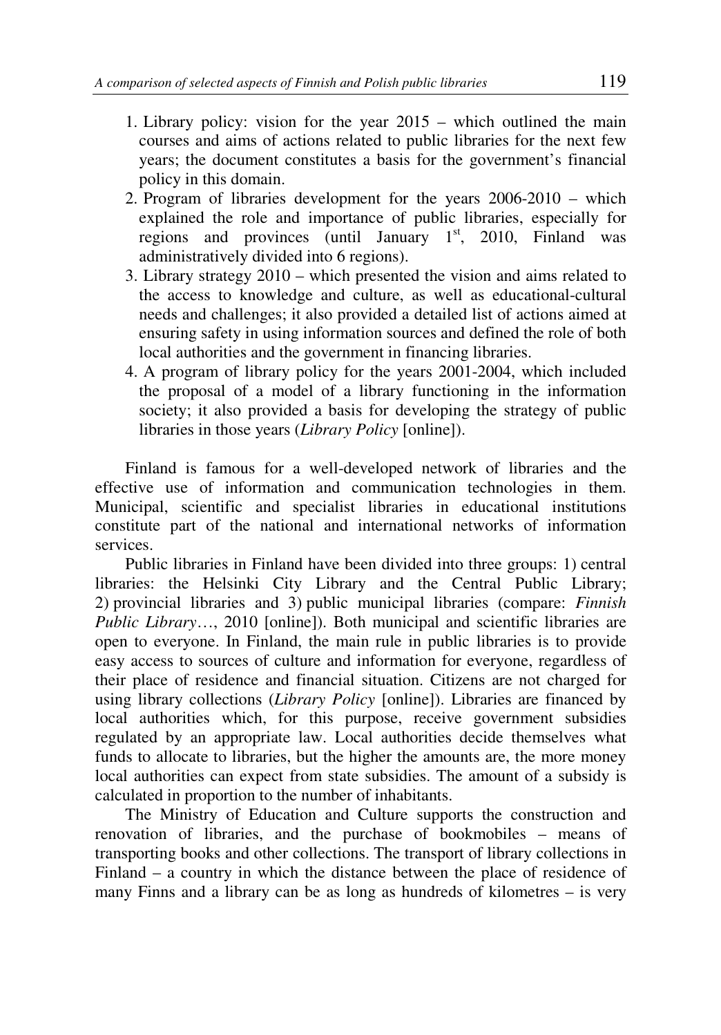1. Library policy: vision for the year 2015 – which outlined the main courses and aims of actions related to public libraries for the next few years; the document constitutes a basis for the government's financial policy in this domain.
2. Program of libraries development for the years 2006-2010 – which explained the role and importance of public libraries, especially for regions and provinces (until January 1st, 2010, Finland was administratively divided into 6 regions).
3. Library strategy 2010 – which presented the vision and aims related to the access to knowledge and culture, as well as educational-cultural needs and challenges; it also provided a detailed list of actions aimed at ensuring safety in using information sources and defined the role of both local authorities and the government in financing libraries.
4. A program of library policy for the years 2001-2004, which included the proposal of a model of a library functioning in the information society; it also provided a basis for developing the strategy of public libraries in those years (*Library Policy* [online]).

Finland is famous for a well-developed network of libraries and the effective use of information and communication technologies in them. Municipal, scientific and specialist libraries in educational institutions constitute part of the national and international networks of information services.

Public libraries in Finland have been divided into three groups: 1) central libraries: the Helsinki City Library and the Central Public Library; 2) provincial libraries and 3) public municipal libraries (compare: *Finnish Public Library*…, 2010 [online]). Both municipal and scientific libraries are open to everyone. In Finland, the main rule in public libraries is to provide easy access to sources of culture and information for everyone, regardless of their place of residence and financial situation. Citizens are not charged for using library collections (*Library Policy* [online]). Libraries are financed by local authorities which, for this purpose, receive government subsidies regulated by an appropriate law. Local authorities decide themselves what funds to allocate to libraries, but the higher the amounts are, the more money local authorities can expect from state subsidies. The amount of a subsidy is calculated in proportion to the number of inhabitants.

The Ministry of Education and Culture supports the construction and renovation of libraries, and the purchase of bookmobiles – means of transporting books and other collections. The transport of library collections in Finland – a country in which the distance between the place of residence of many Finns and a library can be as long as hundreds of kilometres – is very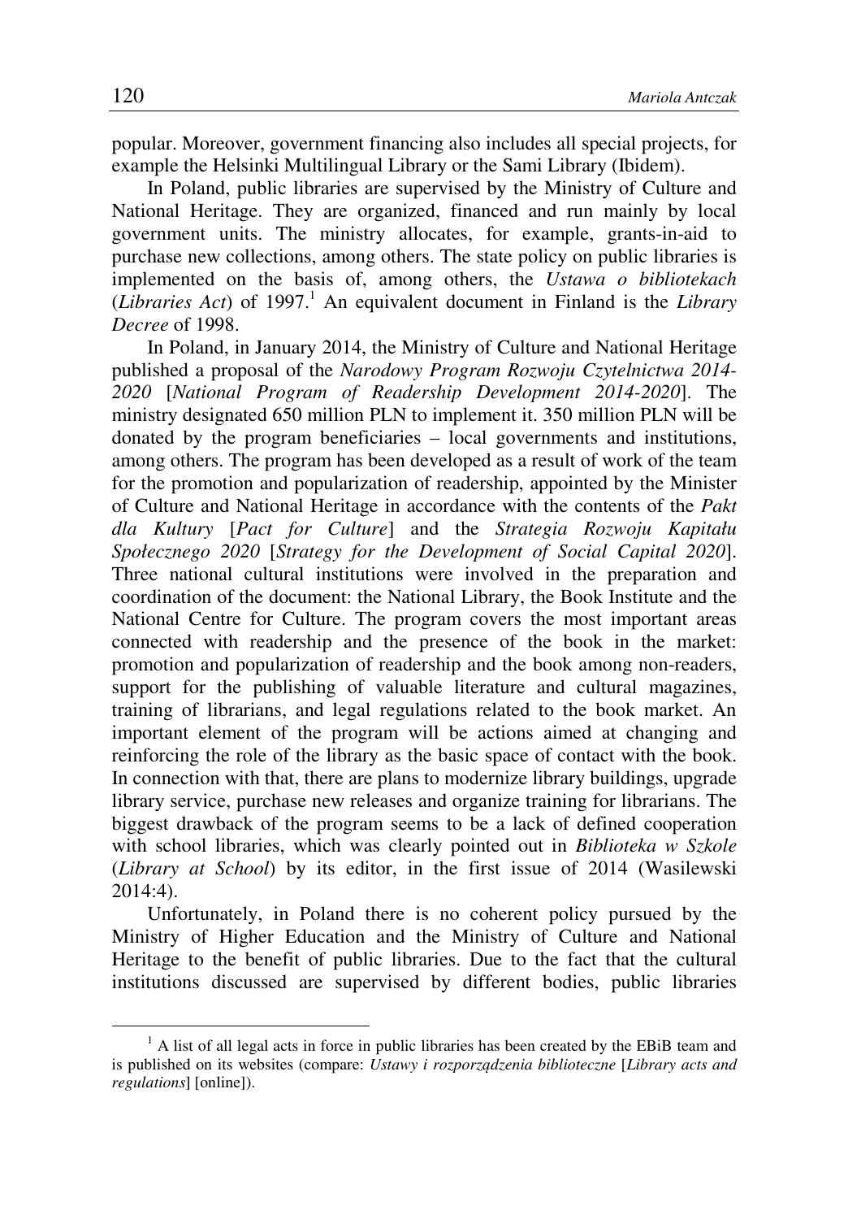popular. Moreover, government financing also includes all special projects, for example the Helsinki Multilingual Library or the Sami Library (Ibidem).

In Poland, public libraries are supervised by the Ministry of Culture and National Heritage. They are organized, financed and run mainly by local government units. The ministry allocates, for example, grants-in-aid to purchase new collections, among others. The state policy on public libraries is implemented on the basis of, among others, the *Ustawa o bibliotekach* (*Libraries Act*) of 1997.[1] An equivalent document in Finland is the *Library Decree* of 1998.

In Poland, in January 2014, the Ministry of Culture and National Heritage published a proposal of the *Narodowy Program Rozwoju Czytelnictwa 2014-2020* [*National Program of Readership Development 2014-2020*]. The ministry designated 650 million PLN to implement it. 350 million PLN will be donated by the program beneficiaries – local governments and institutions, among others. The program has been developed as a result of work of the team for the promotion and popularization of readership, appointed by the Minister of Culture and National Heritage in accordance with the contents of the *Pakt dla Kultury* [*Pact for Culture*] and the *Strategia Rozwoju Kapitału Społecznego 2020* [*Strategy for the Development of Social Capital 2020*]. Three national cultural institutions were involved in the preparation and coordination of the document: the National Library, the Book Institute and the National Centre for Culture. The program covers the most important areas connected with readership and the presence of the book in the market: promotion and popularization of readership and the book among non-readers, support for the publishing of valuable literature and cultural magazines, training of librarians, and legal regulations related to the book market. An important element of the program will be actions aimed at changing and reinforcing the role of the library as the basic space of contact with the book. In connection with that, there are plans to modernize library buildings, upgrade library service, purchase new releases and organize training for librarians. The biggest drawback of the program seems to be a lack of defined cooperation with school libraries, which was clearly pointed out in *Biblioteka w Szkole* (*Library at School*) by its editor, in the first issue of 2014 (Wasilewski 2014:4).

Unfortunately, in Poland there is no coherent policy pursued by the Ministry of Higher Education and the Ministry of Culture and National Heritage to the benefit of public libraries. Due to the fact that the cultural institutions discussed are supervised by different bodies, public libraries

---

[1] A list of all legal acts in force in public libraries has been created by the EBiB team and is published on its websites (compare: *Ustawy i rozporządzenia biblioteczne* [*Library acts and regulations*] [online]).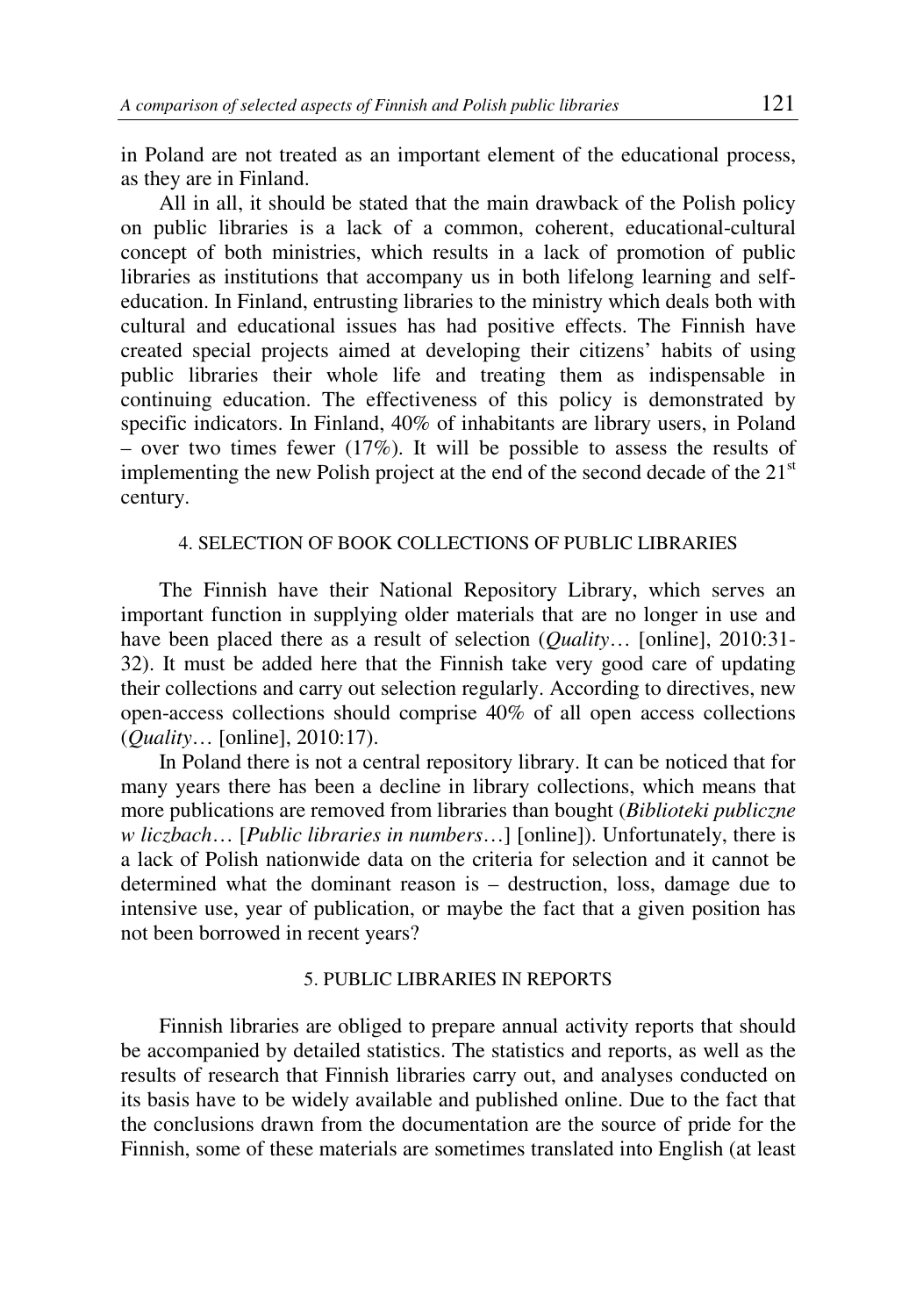in Poland are not treated as an important element of the educational process, as they are in Finland.

All in all, it should be stated that the main drawback of the Polish policy on public libraries is a lack of a common, coherent, educational-cultural concept of both ministries, which results in a lack of promotion of public libraries as institutions that accompany us in both lifelong learning and self-education. In Finland, entrusting libraries to the ministry which deals both with cultural and educational issues has had positive effects. The Finnish have created special projects aimed at developing their citizens' habits of using public libraries their whole life and treating them as indispensable in continuing education. The effectiveness of this policy is demonstrated by specific indicators. In Finland, 40% of inhabitants are library users, in Poland – over two times fewer (17%). It will be possible to assess the results of implementing the new Polish project at the end of the second decade of the 21st century.

## 4. SELECTION OF BOOK COLLECTIONS OF PUBLIC LIBRARIES

The Finnish have their National Repository Library, which serves an important function in supplying older materials that are no longer in use and have been placed there as a result of selection (*Quality*… [online], 2010:31-32). It must be added here that the Finnish take very good care of updating their collections and carry out selection regularly. According to directives, new open-access collections should comprise 40% of all open access collections (*Quality*… [online], 2010:17).

In Poland there is not a central repository library. It can be noticed that for many years there has been a decline in library collections, which means that more publications are removed from libraries than bought (*Biblioteki publiczne w liczbach*… [*Public libraries in numbers*…] [online]). Unfortunately, there is a lack of Polish nationwide data on the criteria for selection and it cannot be determined what the dominant reason is – destruction, loss, damage due to intensive use, year of publication, or maybe the fact that a given position has not been borrowed in recent years?

## 5. PUBLIC LIBRARIES IN REPORTS

Finnish libraries are obliged to prepare annual activity reports that should be accompanied by detailed statistics. The statistics and reports, as well as the results of research that Finnish libraries carry out, and analyses conducted on its basis have to be widely available and published online. Due to the fact that the conclusions drawn from the documentation are the source of pride for the Finnish, some of these materials are sometimes translated into English (at least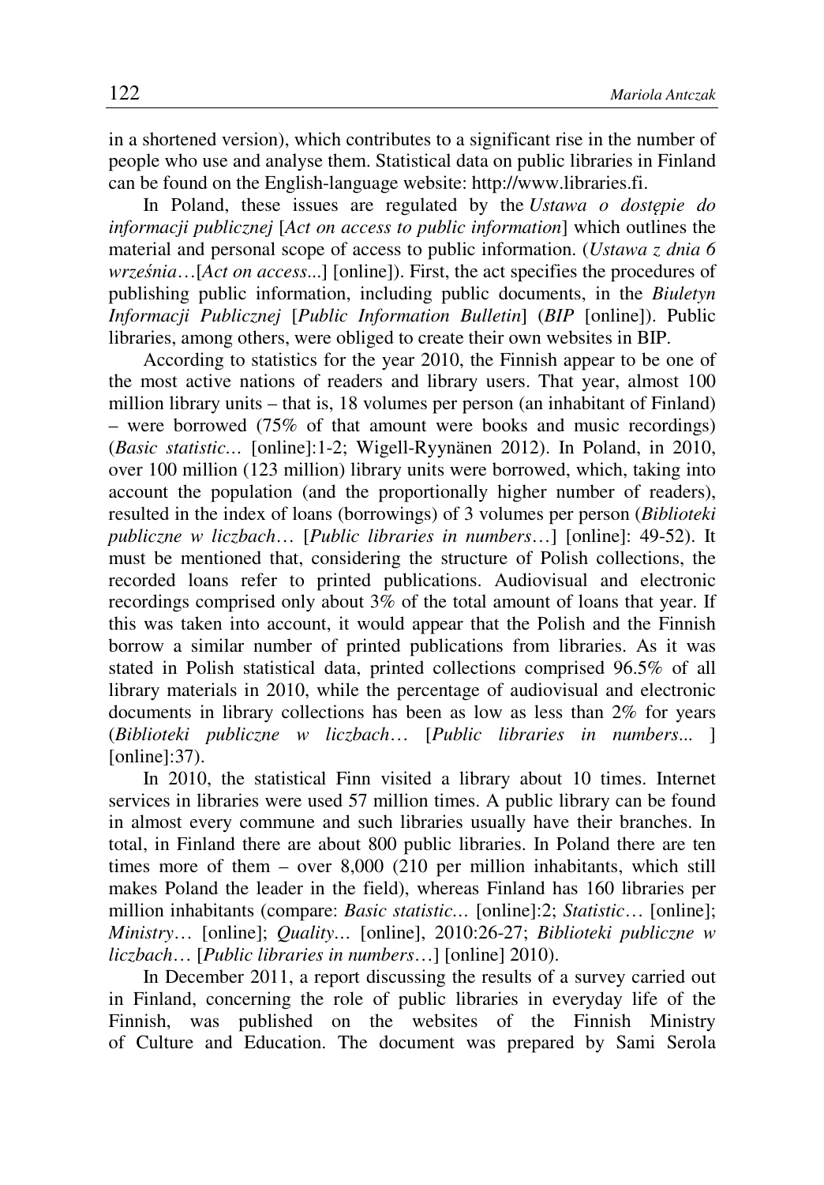in a shortened version), which contributes to a significant rise in the number of people who use and analyse them. Statistical data on public libraries in Finland can be found on the English-language website: http://www.libraries.fi.

In Poland, these issues are regulated by the *Ustawa o dostępie do informacji publicznej* [*Act on access to public information*] which outlines the material and personal scope of access to public information. (*Ustawa z dnia 6 września*…[*Act on access...*] [online]). First, the act specifies the procedures of publishing public information, including public documents, in the *Biuletyn Informacji Publicznej* [*Public Information Bulletin*] (*BIP* [online]). Public libraries, among others, were obliged to create their own websites in BIP.

According to statistics for the year 2010, the Finnish appear to be one of the most active nations of readers and library users. That year, almost 100 million library units – that is, 18 volumes per person (an inhabitant of Finland) – were borrowed (75% of that amount were books and music recordings) (*Basic statistic…* [online]:1-2; Wigell-Ryynänen 2012). In Poland, in 2010, over 100 million (123 million) library units were borrowed, which, taking into account the population (and the proportionally higher number of readers), resulted in the index of loans (borrowings) of 3 volumes per person (*Biblioteki publiczne w liczbach*… [*Public libraries in numbers*…] [online]: 49-52). It must be mentioned that, considering the structure of Polish collections, the recorded loans refer to printed publications. Audiovisual and electronic recordings comprised only about 3% of the total amount of loans that year. If this was taken into account, it would appear that the Polish and the Finnish borrow a similar number of printed publications from libraries. As it was stated in Polish statistical data, printed collections comprised 96.5% of all library materials in 2010, while the percentage of audiovisual and electronic documents in library collections has been as low as less than 2% for years (*Biblioteki publiczne w liczbach*… [*Public libraries in numbers...* ] [online]:37).

In 2010, the statistical Finn visited a library about 10 times. Internet services in libraries were used 57 million times. A public library can be found in almost every commune and such libraries usually have their branches. In total, in Finland there are about 800 public libraries. In Poland there are ten times more of them – over 8,000 (210 per million inhabitants, which still makes Poland the leader in the field), whereas Finland has 160 libraries per million inhabitants (compare: *Basic statistic…* [online]:2; *Statistic*… [online]; *Ministry*… [online]; *Quality…* [online], 2010:26-27; *Biblioteki publiczne w liczbach*… [*Public libraries in numbers*…] [online] 2010).

In December 2011, a report discussing the results of a survey carried out in Finland, concerning the role of public libraries in everyday life of the Finnish, was published on the websites of the Finnish Ministry of Culture and Education. The document was prepared by Sami Serola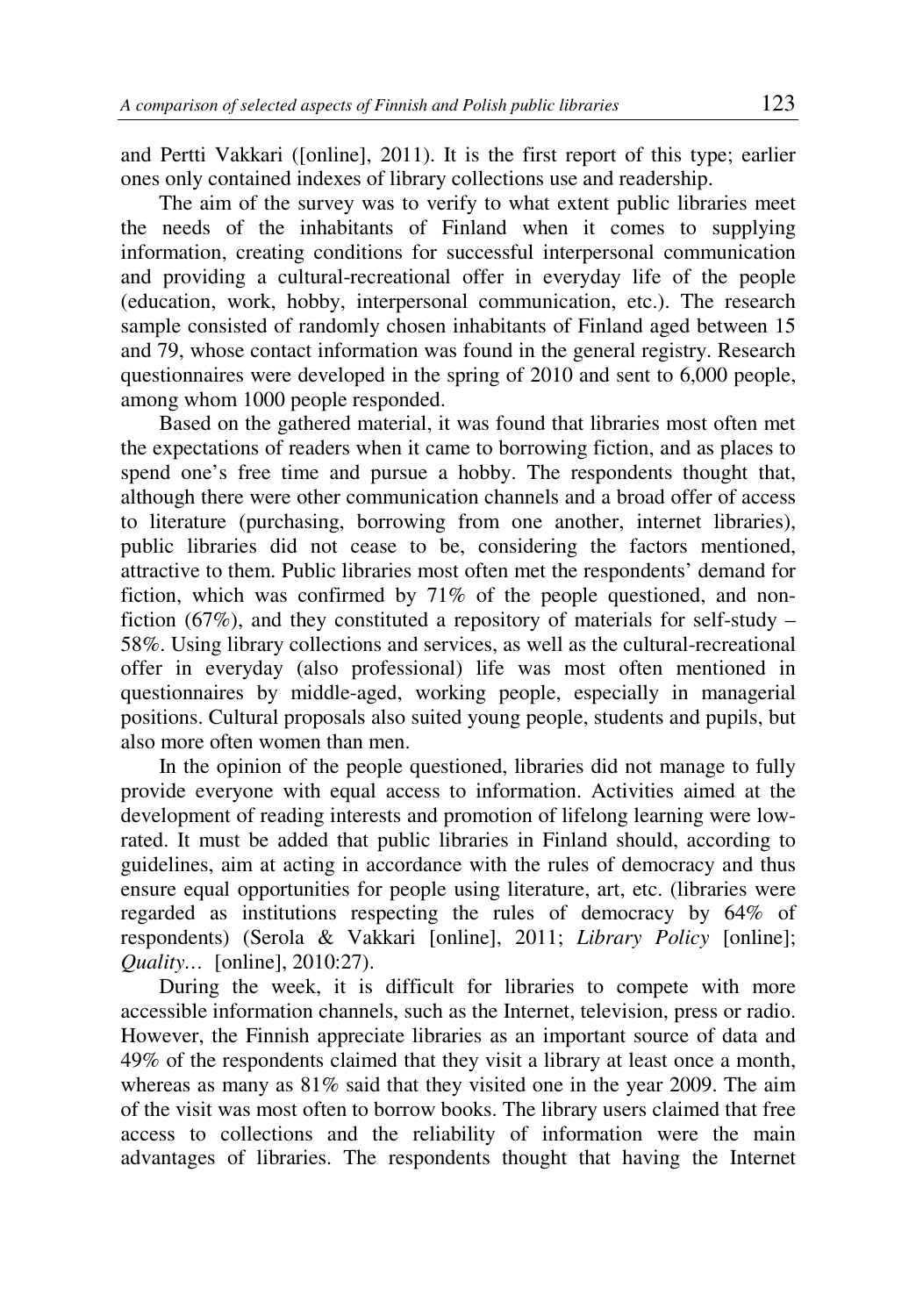and Pertti Vakkari ([online], 2011). It is the first report of this type; earlier ones only contained indexes of library collections use and readership.

The aim of the survey was to verify to what extent public libraries meet the needs of the inhabitants of Finland when it comes to supplying information, creating conditions for successful interpersonal communication and providing a cultural-recreational offer in everyday life of the people (education, work, hobby, interpersonal communication, etc.). The research sample consisted of randomly chosen inhabitants of Finland aged between 15 and 79, whose contact information was found in the general registry. Research questionnaires were developed in the spring of 2010 and sent to 6,000 people, among whom 1000 people responded.

Based on the gathered material, it was found that libraries most often met the expectations of readers when it came to borrowing fiction, and as places to spend one's free time and pursue a hobby. The respondents thought that, although there were other communication channels and a broad offer of access to literature (purchasing, borrowing from one another, internet libraries), public libraries did not cease to be, considering the factors mentioned, attractive to them. Public libraries most often met the respondents' demand for fiction, which was confirmed by 71% of the people questioned, and non-fiction (67%), and they constituted a repository of materials for self-study – 58%. Using library collections and services, as well as the cultural-recreational offer in everyday (also professional) life was most often mentioned in questionnaires by middle-aged, working people, especially in managerial positions. Cultural proposals also suited young people, students and pupils, but also more often women than men.

In the opinion of the people questioned, libraries did not manage to fully provide everyone with equal access to information. Activities aimed at the development of reading interests and promotion of lifelong learning were low-rated. It must be added that public libraries in Finland should, according to guidelines, aim at acting in accordance with the rules of democracy and thus ensure equal opportunities for people using literature, art, etc. (libraries were regarded as institutions respecting the rules of democracy by 64% of respondents) (Serola & Vakkari [online], 2011; *Library Policy* [online]; *Quality…* [online], 2010:27).

During the week, it is difficult for libraries to compete with more accessible information channels, such as the Internet, television, press or radio. However, the Finnish appreciate libraries as an important source of data and 49% of the respondents claimed that they visit a library at least once a month, whereas as many as 81% said that they visited one in the year 2009. The aim of the visit was most often to borrow books. The library users claimed that free access to collections and the reliability of information were the main advantages of libraries. The respondents thought that having the Internet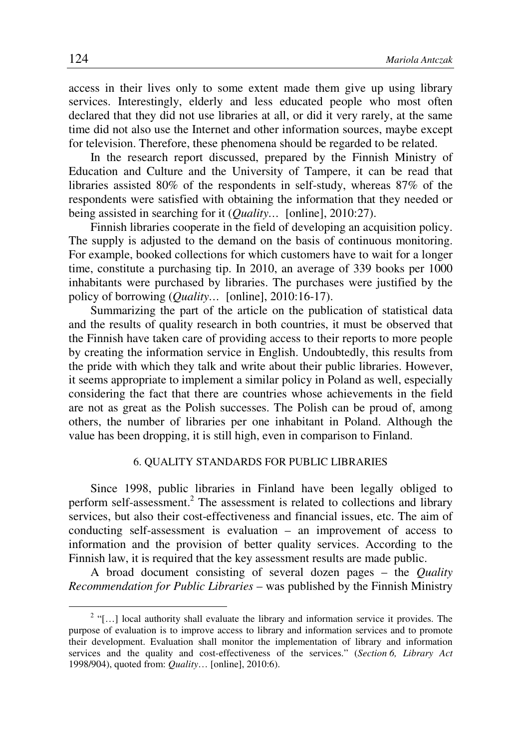access in their lives only to some extent made them give up using library services. Interestingly, elderly and less educated people who most often declared that they did not use libraries at all, or did it very rarely, at the same time did not also use the Internet and other information sources, maybe except for television. Therefore, these phenomena should be regarded to be related.

In the research report discussed, prepared by the Finnish Ministry of Education and Culture and the University of Tampere, it can be read that libraries assisted 80% of the respondents in self-study, whereas 87% of the respondents were satisfied with obtaining the information that they needed or being assisted in searching for it (*Quality…* [online], 2010:27).

Finnish libraries cooperate in the field of developing an acquisition policy. The supply is adjusted to the demand on the basis of continuous monitoring. For example, booked collections for which customers have to wait for a longer time, constitute a purchasing tip. In 2010, an average of 339 books per 1000 inhabitants were purchased by libraries. The purchases were justified by the policy of borrowing (*Quality…* [online], 2010:16-17).

Summarizing the part of the article on the publication of statistical data and the results of quality research in both countries, it must be observed that the Finnish have taken care of providing access to their reports to more people by creating the information service in English. Undoubtedly, this results from the pride with which they talk and write about their public libraries. However, it seems appropriate to implement a similar policy in Poland as well, especially considering the fact that there are countries whose achievements in the field are not as great as the Polish successes. The Polish can be proud of, among others, the number of libraries per one inhabitant in Poland. Although the value has been dropping, it is still high, even in comparison to Finland.

## 6. QUALITY STANDARDS FOR PUBLIC LIBRARIES

Since 1998, public libraries in Finland have been legally obliged to perform self-assessment.[2] The assessment is related to collections and library services, but also their cost-effectiveness and financial issues, etc. The aim of conducting self-assessment is evaluation – an improvement of access to information and the provision of better quality services. According to the Finnish law, it is required that the key assessment results are made public.

A broad document consisting of several dozen pages – the *Quality Recommendation for Public Libraries* – was published by the Finnish Ministry

[2] "[…] local authority shall evaluate the library and information service it provides. The purpose of evaluation is to improve access to library and information services and to promote their development. Evaluation shall monitor the implementation of library and information services and the quality and cost-effectiveness of the services." (*Section 6, Library Act* 1998/904), quoted from: *Quality*… [online], 2010:6).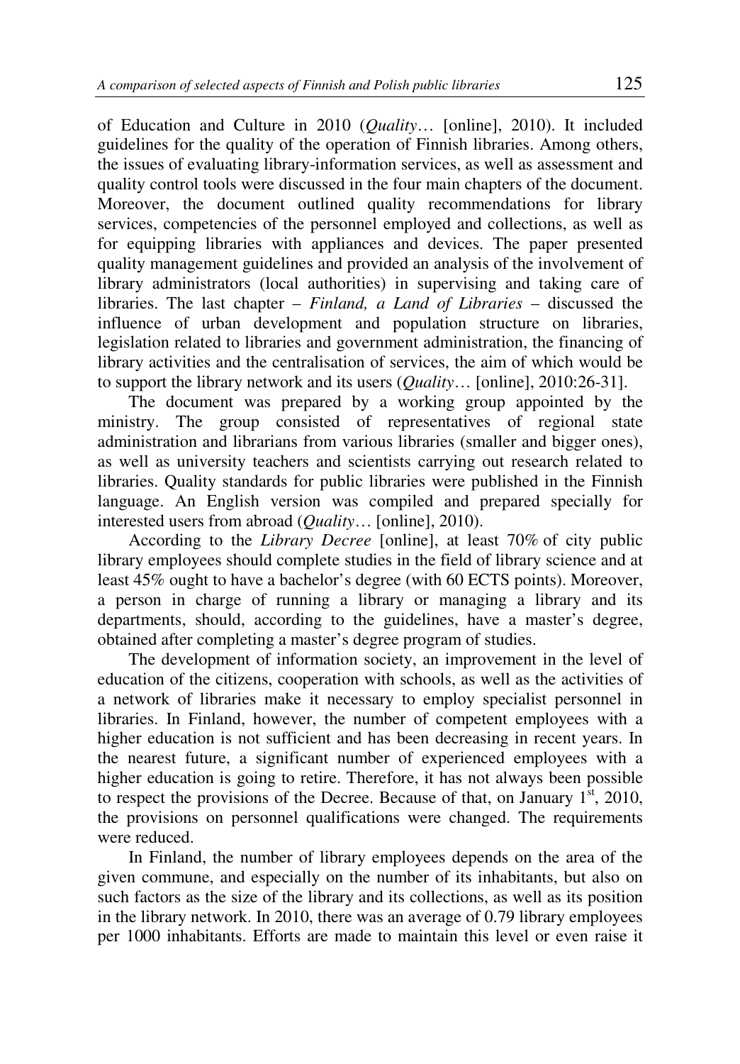of Education and Culture in 2010 (*Quality*… [online], 2010). It included guidelines for the quality of the operation of Finnish libraries. Among others, the issues of evaluating library-information services, as well as assessment and quality control tools were discussed in the four main chapters of the document. Moreover, the document outlined quality recommendations for library services, competencies of the personnel employed and collections, as well as for equipping libraries with appliances and devices. The paper presented quality management guidelines and provided an analysis of the involvement of library administrators (local authorities) in supervising and taking care of libraries. The last chapter – *Finland, a Land of Libraries* – discussed the influence of urban development and population structure on libraries, legislation related to libraries and government administration, the financing of library activities and the centralisation of services, the aim of which would be to support the library network and its users (*Quality*… [online], 2010:26-31].

The document was prepared by a working group appointed by the ministry. The group consisted of representatives of regional state administration and librarians from various libraries (smaller and bigger ones), as well as university teachers and scientists carrying out research related to libraries. Quality standards for public libraries were published in the Finnish language. An English version was compiled and prepared specially for interested users from abroad (*Quality*… [online], 2010).

According to the *Library Decree* [online], at least 70% of city public library employees should complete studies in the field of library science and at least 45% ought to have a bachelor's degree (with 60 ECTS points). Moreover, a person in charge of running a library or managing a library and its departments, should, according to the guidelines, have a master's degree, obtained after completing a master's degree program of studies.

The development of information society, an improvement in the level of education of the citizens, cooperation with schools, as well as the activities of a network of libraries make it necessary to employ specialist personnel in libraries. In Finland, however, the number of competent employees with a higher education is not sufficient and has been decreasing in recent years. In the nearest future, a significant number of experienced employees with a higher education is going to retire. Therefore, it has not always been possible to respect the provisions of the Decree. Because of that, on January 1st, 2010, the provisions on personnel qualifications were changed. The requirements were reduced.

In Finland, the number of library employees depends on the area of the given commune, and especially on the number of its inhabitants, but also on such factors as the size of the library and its collections, as well as its position in the library network. In 2010, there was an average of 0.79 library employees per 1000 inhabitants. Efforts are made to maintain this level or even raise it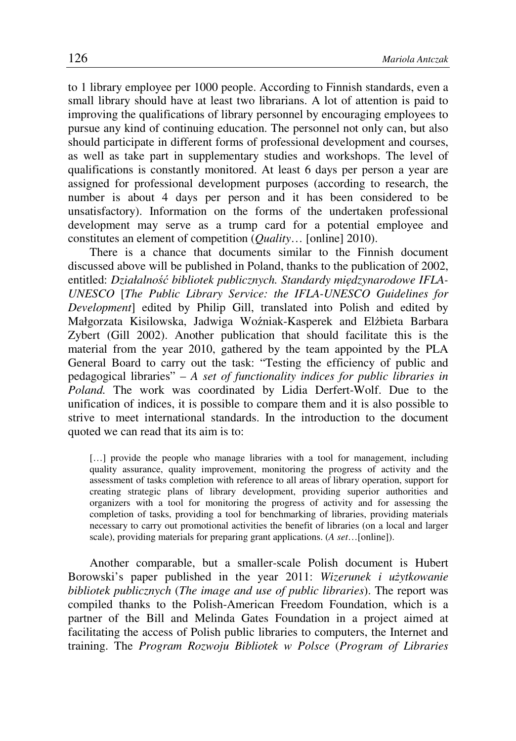to 1 library employee per 1000 people. According to Finnish standards, even a small library should have at least two librarians. A lot of attention is paid to improving the qualifications of library personnel by encouraging employees to pursue any kind of continuing education. The personnel not only can, but also should participate in different forms of professional development and courses, as well as take part in supplementary studies and workshops. The level of qualifications is constantly monitored. At least 6 days per person a year are assigned for professional development purposes (according to research, the number is about 4 days per person and it has been considered to be unsatisfactory). Information on the forms of the undertaken professional development may serve as a trump card for a potential employee and constitutes an element of competition (*Quality*… [online] 2010).

There is a chance that documents similar to the Finnish document discussed above will be published in Poland, thanks to the publication of 2002, entitled: *Działalność bibliotek publicznych. Standardy międzynarodowe IFLA-UNESCO* [*The Public Library Service: the IFLA-UNESCO Guidelines for Development*] edited by Philip Gill, translated into Polish and edited by Małgorzata Kisilowska, Jadwiga Woźniak-Kasperek and Elżbieta Barbara Zybert (Gill 2002). Another publication that should facilitate this is the material from the year 2010, gathered by the team appointed by the PLA General Board to carry out the task: "Testing the efficiency of public and pedagogical libraries" – *A set of functionality indices for public libraries in Poland.* The work was coordinated by Lidia Derfert-Wolf. Due to the unification of indices, it is possible to compare them and it is also possible to strive to meet international standards. In the introduction to the document quoted we can read that its aim is to:

> […] provide the people who manage libraries with a tool for management, including quality assurance, quality improvement, monitoring the progress of activity and the assessment of tasks completion with reference to all areas of library operation, support for creating strategic plans of library development, providing superior authorities and organizers with a tool for monitoring the progress of activity and for assessing the completion of tasks, providing a tool for benchmarking of libraries, providing materials necessary to carry out promotional activities the benefit of libraries (on a local and larger scale), providing materials for preparing grant applications. (*A set*…[online]).

Another comparable, but a smaller-scale Polish document is Hubert Borowski's paper published in the year 2011: *Wizerunek i użytkowanie bibliotek publicznych* (*The image and use of public libraries*). The report was compiled thanks to the Polish-American Freedom Foundation, which is a partner of the Bill and Melinda Gates Foundation in a project aimed at facilitating the access of Polish public libraries to computers, the Internet and training. The *Program Rozwoju Bibliotek w Polsce* (*Program of Libraries*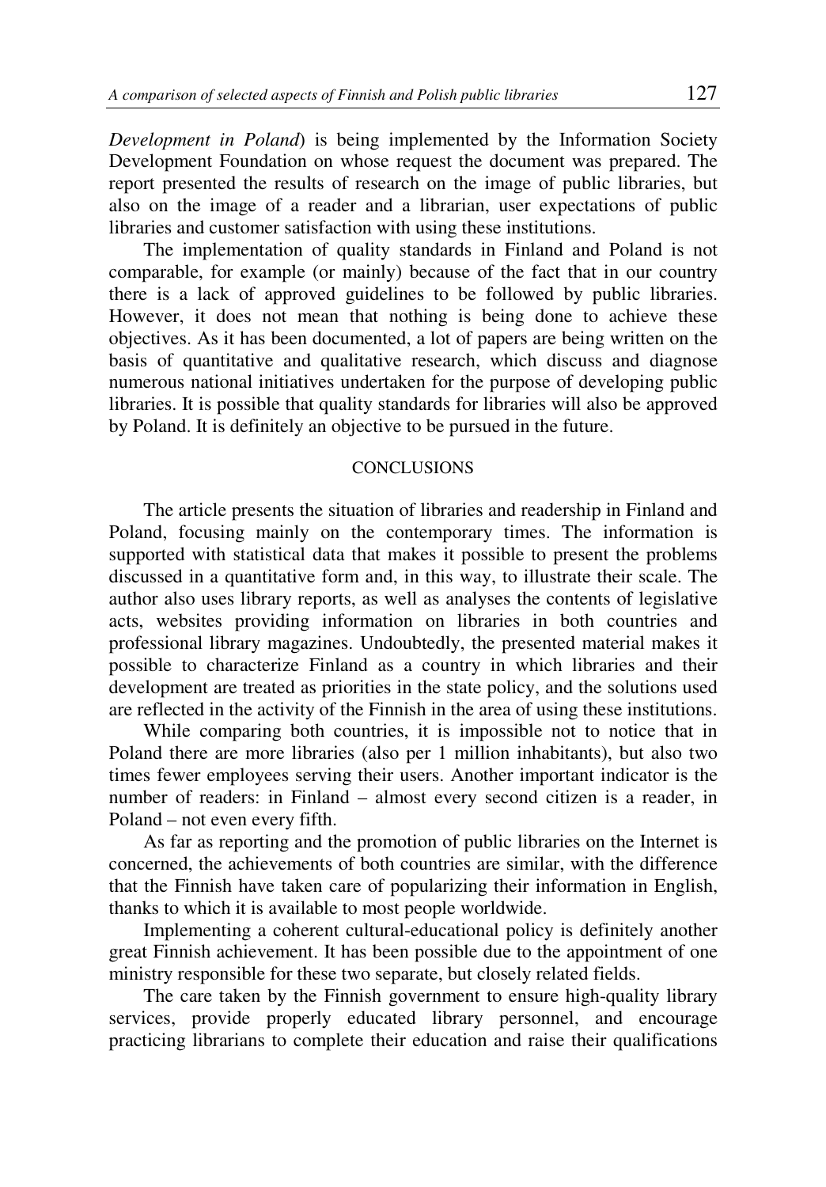*Development in Poland*) is being implemented by the Information Society Development Foundation on whose request the document was prepared. The report presented the results of research on the image of public libraries, but also on the image of a reader and a librarian, user expectations of public libraries and customer satisfaction with using these institutions.

The implementation of quality standards in Finland and Poland is not comparable, for example (or mainly) because of the fact that in our country there is a lack of approved guidelines to be followed by public libraries. However, it does not mean that nothing is being done to achieve these objectives. As it has been documented, a lot of papers are being written on the basis of quantitative and qualitative research, which discuss and diagnose numerous national initiatives undertaken for the purpose of developing public libraries. It is possible that quality standards for libraries will also be approved by Poland. It is definitely an objective to be pursued in the future.

## CONCLUSIONS

The article presents the situation of libraries and readership in Finland and Poland, focusing mainly on the contemporary times. The information is supported with statistical data that makes it possible to present the problems discussed in a quantitative form and, in this way, to illustrate their scale. The author also uses library reports, as well as analyses the contents of legislative acts, websites providing information on libraries in both countries and professional library magazines. Undoubtedly, the presented material makes it possible to characterize Finland as a country in which libraries and their development are treated as priorities in the state policy, and the solutions used are reflected in the activity of the Finnish in the area of using these institutions.

While comparing both countries, it is impossible not to notice that in Poland there are more libraries (also per 1 million inhabitants), but also two times fewer employees serving their users. Another important indicator is the number of readers: in Finland – almost every second citizen is a reader, in Poland – not even every fifth.

As far as reporting and the promotion of public libraries on the Internet is concerned, the achievements of both countries are similar, with the difference that the Finnish have taken care of popularizing their information in English, thanks to which it is available to most people worldwide.

Implementing a coherent cultural-educational policy is definitely another great Finnish achievement. It has been possible due to the appointment of one ministry responsible for these two separate, but closely related fields.

The care taken by the Finnish government to ensure high-quality library services, provide properly educated library personnel, and encourage practicing librarians to complete their education and raise their qualifications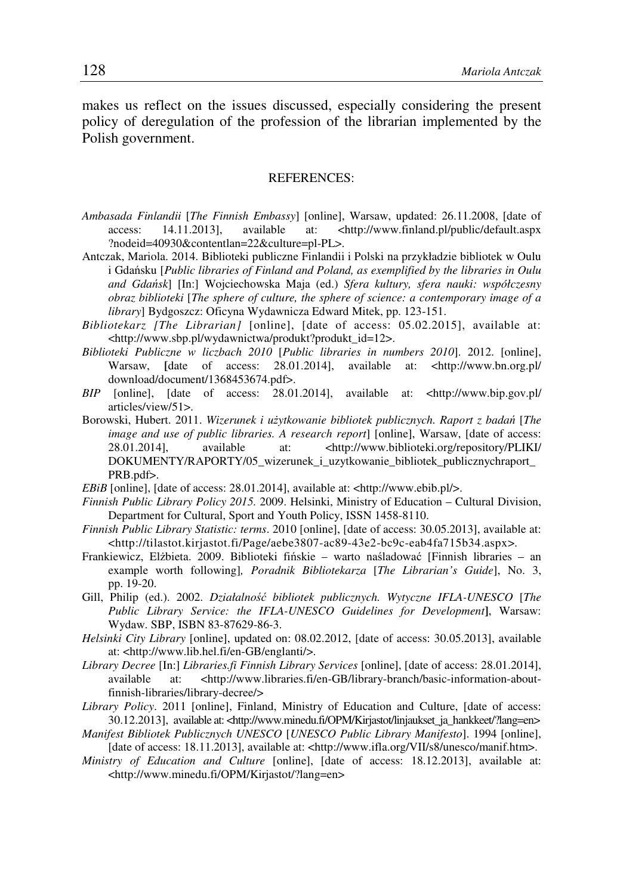makes us reflect on the issues discussed, especially considering the present policy of deregulation of the profession of the librarian implemented by the Polish government.

## REFERENCES:

*Ambasada Finlandii* [*The Finnish Embassy*] [online], Warsaw, updated: 26.11.2008, [date of access: 14.11.2013], available at: <http://www.finland.pl/public/default.aspx?nodeid=40930&contentlan=22&culture=pl-PL>.

Antczak, Mariola. 2014. Biblioteki publiczne Finlandii i Polski na przykładzie bibliotek w Oulu i Gdańsku [*Public libraries of Finland and Poland, as exemplified by the libraries in Oulu and Gdańsk*] [In:] Wojciechowska Maja (ed.) *Sfera kultury, sfera nauki: współczesny obraz biblioteki* [*The sphere of culture, the sphere of science: a contemporary image of a library*] Bydgoszcz: Oficyna Wydawnicza Edward Mitek, pp. 123-151.

*Bibliotekarz [The Librarian]* [online], [date of access: 05.02.2015], available at: <http://www.sbp.pl/wydawnictwa/produkt?produkt_id=12>.

*Biblioteki Publiczne w liczbach 2010* [*Public libraries in numbers 2010*]. 2012. [online], Warsaw, [date of access: 28.01.2014], available at: <http://www.bn.org.pl/download/document/1368453674.pdf>.

*BIP* [online], [date of access: 28.01.2014], available at: <http://www.bip.gov.pl/articles/view/51>.

Borowski, Hubert. 2011. *Wizerunek i użytkowanie bibliotek publicznych. Raport z badań* [*The image and use of public libraries. A research report*] [online], Warsaw, [date of access: 28.01.2014], available at: <http://www.biblioteki.org/repository/PLIKI/DOKUMENTY/RAPORTY/05_wizerunek_i_uzytkowanie_bibliotek_publicznychraport_PRB.pdf>.

*EBiB* [online], [date of access: 28.01.2014], available at: <http://www.ebib.pl/>.

*Finnish Public Library Policy 2015.* 2009. Helsinki, Ministry of Education – Cultural Division, Department for Cultural, Sport and Youth Policy, ISSN 1458-8110.

*Finnish Public Library Statistic: terms*. 2010 [online], [date of access: 30.05.2013], available at: <http://tilastot.kirjastot.fi/Page/aebe3807-ac89-43e2-bc9c-eab4fa715b34.aspx>.

Frankiewicz, Elżbieta. 2009. Biblioteki fińskie – warto naśladować [Finnish libraries – an example worth following], *Poradnik Bibliotekarza* [*The Librarian's Guide*], No. 3, pp. 19-20.

Gill, Philip (ed.). 2002. *Działalność bibliotek publicznych. Wytyczne IFLA-UNESCO* [*The Public Library Service: the IFLA-UNESCO Guidelines for Development*], Warsaw: Wydaw. SBP, ISBN 83-87629-86-3.

*Helsinki City Library* [online], updated on: 08.02.2012, [date of access: 30.05.2013], available at: <http://www.lib.hel.fi/en-GB/englanti/>.

*Library Decree* [In:] *Libraries.fi Finnish Library Services* [online], [date of access: 28.01.2014], available at: <http://www.libraries.fi/en-GB/library-branch/basic-information-about-finnish-libraries/library-decree/>

*Library Policy*. 2011 [online], Finland, Ministry of Education and Culture, [date of access: 30.12.2013], available at: <http://www.minedu.fi/OPM/Kirjastot/linjaukset_ja_hankkeet/?lang=en>

*Manifest Bibliotek Publicznych UNESCO* [*UNESCO Public Library Manifesto*]. 1994 [online], [date of access: 18.11.2013], available at: <http://www.ifla.org/VII/s8/unesco/manif.htm>.

*Ministry of Education and Culture* [online], [date of access: 18.12.2013], available at: <http://www.minedu.fi/OPM/Kirjastot/?lang=en>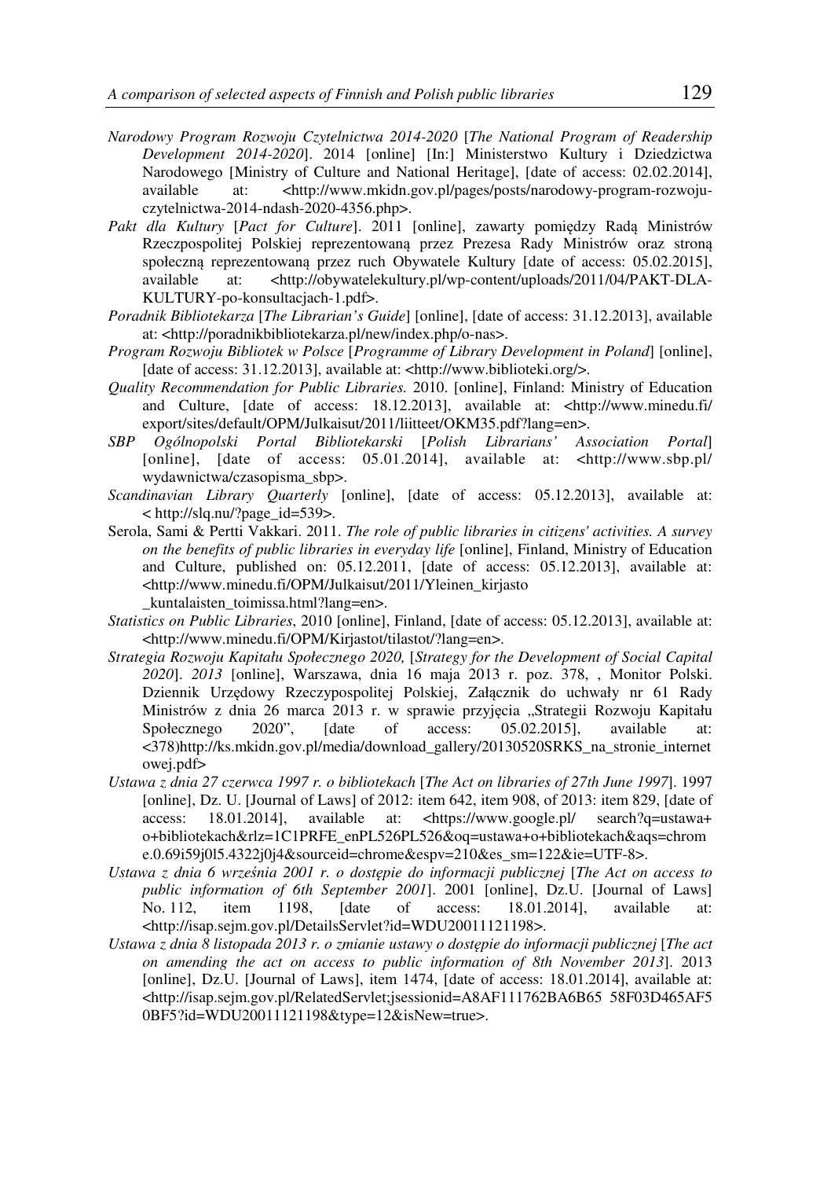*Narodowy Program Rozwoju Czytelnictwa 2014-2020* [*The National Program of Readership Development 2014-2020*]. 2014 [online] [In:] Ministerstwo Kultury i Dziedzictwa Narodowego [Ministry of Culture and National Heritage], [date of access: 02.02.2014], available at: <http://www.mkidn.gov.pl/pages/posts/narodowy-program-rozwoju-czytelnictwa-2014-ndash-2020-4356.php>.

*Pakt dla Kultury* [*Pact for Culture*]. 2011 [online], zawarty pomiędzy Radą Ministrów Rzeczpospolitej Polskiej reprezentowaną przez Prezesa Rady Ministrów oraz stroną społeczną reprezentowaną przez ruch Obywatele Kultury [date of access: 05.02.2015], available at: <http://obywatelekultury.pl/wp-content/uploads/2011/04/PAKT-DLA-KULTURY-po-konsultacjach-1.pdf>.

*Poradnik Bibliotekarza* [*The Librarian's Guide*] [online], [date of access: 31.12.2013], available at: <http://poradnikbibliotekarza.pl/new/index.php/o-nas>.

*Program Rozwoju Bibliotek w Polsce* [*Programme of Library Development in Poland*] [online], [date of access: 31.12.2013], available at: <http://www.biblioteki.org/>.

*Quality Recommendation for Public Libraries.* 2010. [online], Finland: Ministry of Education and Culture, [date of access: 18.12.2013], available at: <http://www.minedu.fi/export/sites/default/OPM/Julkaisut/2011/liitteet/OKM35.pdf?lang=en>.

*SBP Ogólnopolski Portal Bibliotekarski* [*Polish Librarians' Association Portal*] [online], [date of access: 05.01.2014], available at: <http://www.sbp.pl/wydawnictwa/czasopisma_sbp>.

*Scandinavian Library Quarterly* [online], [date of access: 05.12.2013], available at: < http://slq.nu/?page_id=539>.

Serola, Sami & Pertti Vakkari. 2011. *The role of public libraries in citizens' activities. A survey on the benefits of public libraries in everyday life* [online], Finland, Ministry of Education and Culture, published on: 05.12.2011, [date of access: 05.12.2013], available at: <http://www.minedu.fi/OPM/Julkaisut/2011/Yleinen_kirjasto_kuntalaisten_toimissa.html?lang=en>.

*Statistics on Public Libraries*, 2010 [online], Finland, [date of access: 05.12.2013], available at: <http://www.minedu.fi/OPM/Kirjastot/tilastot/?lang=en>.

*Strategia Rozwoju Kapitału Społecznego 2020,* [*Strategy for the Development of Social Capital 2020*]. *2013* [online], Warszawa, dnia 16 maja 2013 r. poz. 378, , Monitor Polski. Dziennik Urzędowy Rzeczypospolitej Polskiej, Załącznik do uchwały nr 61 Rady Ministrów z dnia 26 marca 2013 r. w sprawie przyjęcia „Strategii Rozwoju Kapitału Społecznego 2020", [date of access: 05.02.2015], available at: <378)http://ks.mkidn.gov.pl/media/download_gallery/20130520SRKS_na_stronie_internetowej.pdf>

*Ustawa z dnia 27 czerwca 1997 r. o bibliotekach* [*The Act on libraries of 27th June 1997*]. 1997 [online], Dz. U. [Journal of Laws] of 2012: item 642, item 908, of 2013: item 829, [date of access: 18.01.2014], available at: <https://www.google.pl/ search?q=ustawa+o+bibliotekach&rlz=1C1PRFE_enPL526PL526&oq=ustawa+o+bibliotekach&aqs=chrome.0.69i59j0l5.4322j0j4&sourceid=chrome&espv=210&es_sm=122&ie=UTF-8>.

*Ustawa z dnia 6 września 2001 r. o dostępie do informacji publicznej* [*The Act on access to public information of 6th September 2001*]. 2001 [online], Dz.U. [Journal of Laws] No. 112, item 1198, [date of access: 18.01.2014], available at: <http://isap.sejm.gov.pl/DetailsServlet?id=WDU20011121198>.

*Ustawa z dnia 8 listopada 2013 r. o zmianie ustawy o dostępie do informacji publicznej* [*The act on amending the act on access to public information of 8th November 2013*]. 2013 [online], Dz.U. [Journal of Laws], item 1474, [date of access: 18.01.2014], available at: <http://isap.sejm.gov.pl/RelatedServlet;jsessionid=A8AF111762BA6B65 58F03D465AF50BF5?id=WDU20011121198&type=12&isNew=true>.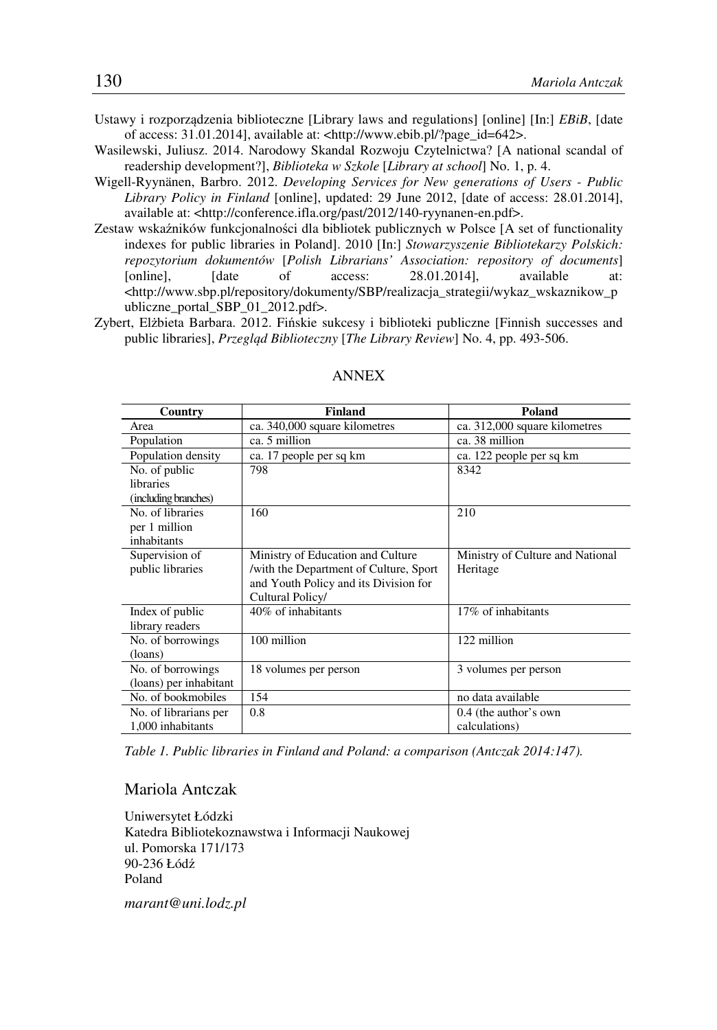Ustawy i rozporządzenia biblioteczne [Library laws and regulations] [online] [In:] *EBiB*, [date of access: 31.01.2014], available at: <http://www.ebib.pl/?page_id=642>.

Wasilewski, Juliusz. 2014. Narodowy Skandal Rozwoju Czytelnictwa? [A national scandal of readership development?], *Biblioteka w Szkole* [*Library at school*] No. 1, p. 4.

Wigell-Ryynänen, Barbro. 2012. *Developing Services for New generations of Users - Public Library Policy in Finland* [online], updated: 29 June 2012, [date of access: 28.01.2014], available at: <http://conference.ifla.org/past/2012/140-ryynanen-en.pdf>.

Zestaw wskaźników funkcjonalności dla bibliotek publicznych w Polsce [A set of functionality indexes for public libraries in Poland]. 2010 [In:] *Stowarzyszenie Bibliotekarzy Polskich: repozytorium dokumentów* [*Polish Librarians' Association: repository of documents*] [online], [date of access: 28.01.2014], available at: <http://www.sbp.pl/repository/dokumenty/SBP/realizacja_strategii/wykaz_wskaznikow_publiczne_portal_SBP_01_2012.pdf>.

Zybert, Elżbieta Barbara. 2012. Fińskie sukcesy i biblioteki publiczne [Finnish successes and public libraries], *Przegląd Biblioteczny* [*The Library Review*] No. 4, pp. 493-506.

## ANNEX

| Country | Finland | Poland |
|---|---|---|
| Area | ca. 340,000 square kilometres | ca. 312,000 square kilometres |
| Population | ca. 5 million | ca. 38 million |
| Population density | ca. 17 people per sq km | ca. 122 people per sq km |
| No. of public libraries (including branches) | 798 | 8342 |
| No. of libraries per 1 million inhabitants | 160 | 210 |
| Supervision of public libraries | Ministry of Education and Culture /with the Department of Culture, Sport and Youth Policy and its Division for Cultural Policy/ | Ministry of Culture and National Heritage |
| Index of public library readers | 40% of inhabitants | 17% of inhabitants |
| No. of borrowings (loans) | 100 million | 122 million |
| No. of borrowings (loans) per inhabitant | 18 volumes per person | 3 volumes per person |
| No. of bookmobiles | 154 | no data available |
| No. of librarians per 1,000 inhabitants | 0.8 | 0.4 (the author's own calculations) |

*Table 1. Public libraries in Finland and Poland: a comparison (Antczak 2014:147).*

Mariola Antczak

Uniwersytet Łódzki
Katedra Bibliotekoznawstwa i Informacji Naukowej
ul. Pomorska 171/173
90-236 Łódź
Poland

*marant@uni.lodz.pl*